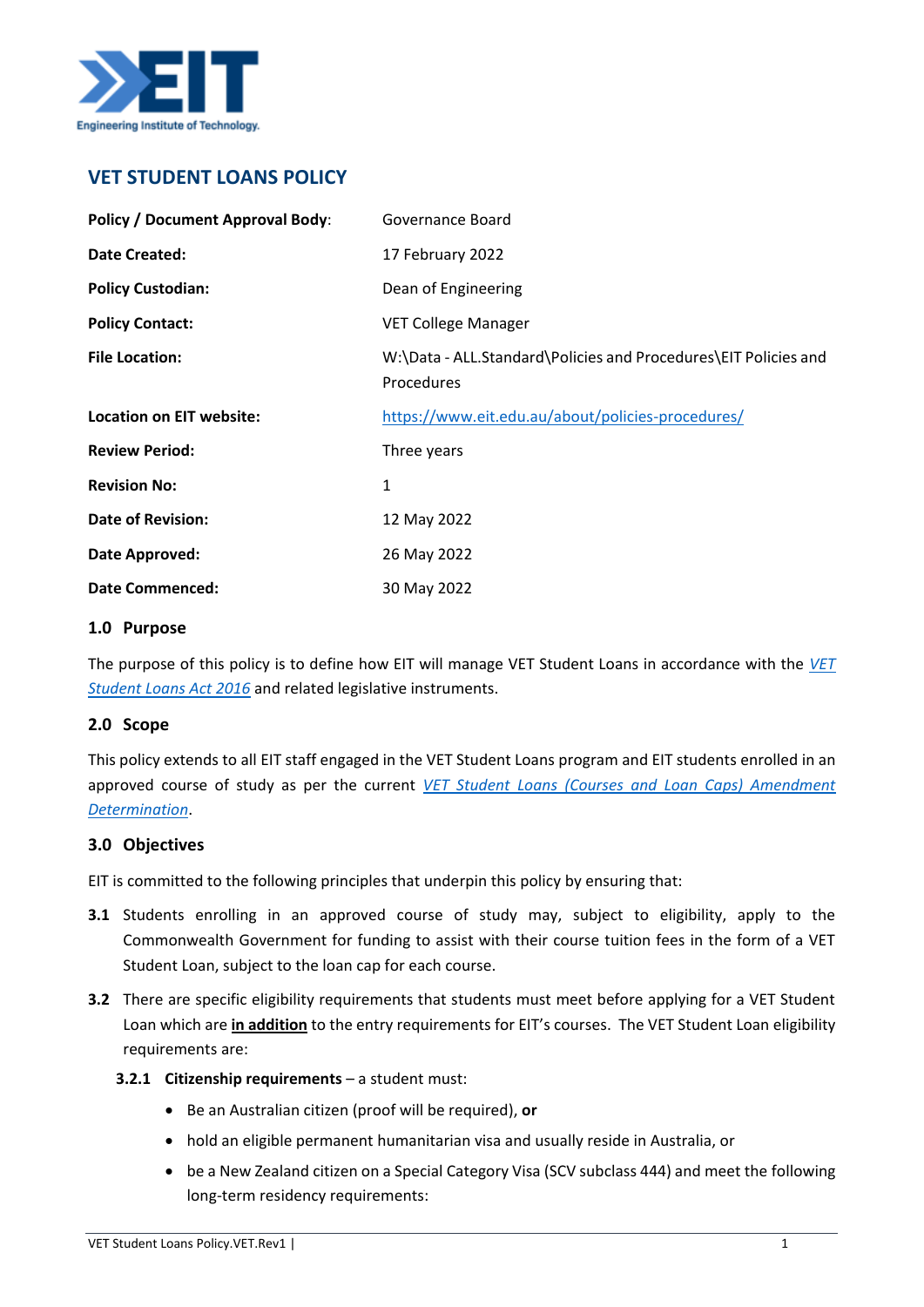# VET STUDENT LOANS POLICY

| | |
|---|---|
| **Policy / Document Approval Body**: | Governance Board |
| **Date Created:** | 17 February 2022 |
| **Policy Custodian:** | Dean of Engineering |
| **Policy Contact:** | VET College Manager |
| **File Location:** | W:\Data - ALL.Standard\Policies and Procedures\EIT Policies and Procedures |
| **Location on EIT website:** | https://www.eit.edu.au/about/policies-procedures/ |
| **Review Period:** | Three years |
| **Revision No:** | 1 |
| **Date of Revision:** | 12 May 2022 |
| **Date Approved:** | 26 May 2022 |
| **Date Commenced:** | 30 May 2022 |

## 1.0 Purpose

The purpose of this policy is to define how EIT will manage VET Student Loans in accordance with the *VET Student Loans Act 2016* and related legislative instruments.

## 2.0 Scope

This policy extends to all EIT staff engaged in the VET Student Loans program and EIT students enrolled in an approved course of study as per the current *VET Student Loans (Courses and Loan Caps) Amendment Determination*.

## 3.0 Objectives

EIT is committed to the following principles that underpin this policy by ensuring that:

**3.1** Students enrolling in an approved course of study may, subject to eligibility, apply to the Commonwealth Government for funding to assist with their course tuition fees in the form of a VET Student Loan, subject to the loan cap for each course.

**3.2** There are specific eligibility requirements that students must meet before applying for a VET Student Loan which are **in addition** to the entry requirements for EIT's courses. The VET Student Loan eligibility requirements are:

**3.2.1 Citizenship requirements** – a student must:

- Be an Australian citizen (proof will be required), **or**
- hold an eligible permanent humanitarian visa and usually reside in Australia, or
- be a New Zealand citizen on a Special Category Visa (SCV subclass 444) and meet the following long-term residency requirements: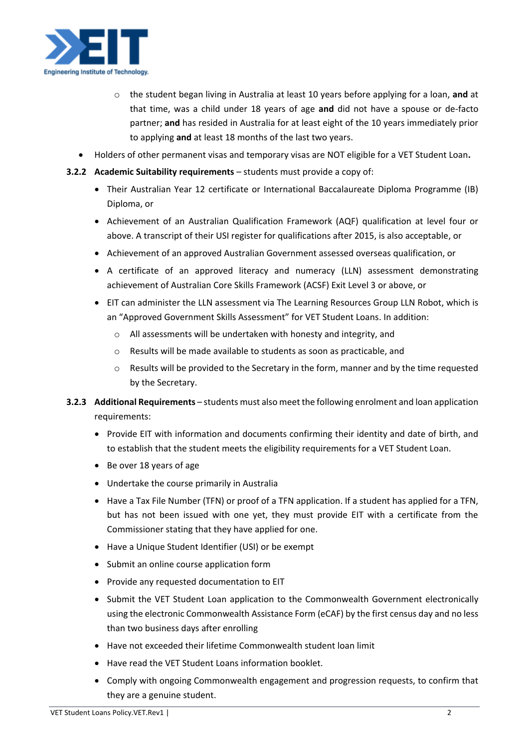- the student began living in Australia at least 10 years before applying for a loan, **and** at that time, was a child under 18 years of age **and** did not have a spouse or de-facto partner; **and** has resided in Australia for at least eight of the 10 years immediately prior to applying **and** at least 18 months of the last two years.
- Holders of other permanent visas and temporary visas are NOT eligible for a VET Student Loan**.**

**3.2.2 Academic Suitability requirements** – students must provide a copy of:

- Their Australian Year 12 certificate or International Baccalaureate Diploma Programme (IB) Diploma, or
- Achievement of an Australian Qualification Framework (AQF) qualification at level four or above. A transcript of their USI register for qualifications after 2015, is also acceptable, or
- Achievement of an approved Australian Government assessed overseas qualification, or
- A certificate of an approved literacy and numeracy (LLN) assessment demonstrating achievement of Australian Core Skills Framework (ACSF) Exit Level 3 or above, or
- EIT can administer the LLN assessment via The Learning Resources Group LLN Robot, which is an "Approved Government Skills Assessment" for VET Student Loans. In addition:
  - All assessments will be undertaken with honesty and integrity, and
  - Results will be made available to students as soon as practicable, and
  - Results will be provided to the Secretary in the form, manner and by the time requested by the Secretary.

**3.2.3 Additional Requirements** – students must also meet the following enrolment and loan application requirements:

- Provide EIT with information and documents confirming their identity and date of birth, and to establish that the student meets the eligibility requirements for a VET Student Loan.
- Be over 18 years of age
- Undertake the course primarily in Australia
- Have a Tax File Number (TFN) or proof of a TFN application. If a student has applied for a TFN, but has not been issued with one yet, they must provide EIT with a certificate from the Commissioner stating that they have applied for one.
- Have a Unique Student Identifier (USI) or be exempt
- Submit an online course application form
- Provide any requested documentation to EIT
- Submit the VET Student Loan application to the Commonwealth Government electronically using the electronic Commonwealth Assistance Form (eCAF) by the first census day and no less than two business days after enrolling
- Have not exceeded their lifetime Commonwealth student loan limit
- Have read the VET Student Loans information booklet.
- Comply with ongoing Commonwealth engagement and progression requests, to confirm that they are a genuine student.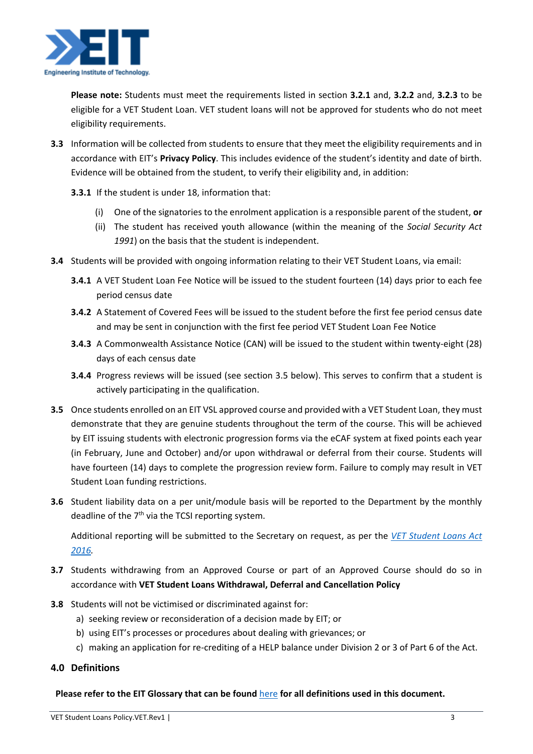**Please note:** Students must meet the requirements listed in section **3.2.1** and, **3.2.2** and, **3.2.3** to be eligible for a VET Student Loan. VET student loans will not be approved for students who do not meet eligibility requirements.

**3.3** Information will be collected from students to ensure that they meet the eligibility requirements and in accordance with EIT's **Privacy Policy**. This includes evidence of the student's identity and date of birth. Evidence will be obtained from the student, to verify their eligibility and, in addition:

**3.3.1** If the student is under 18, information that:

(i) One of the signatories to the enrolment application is a responsible parent of the student, **or**

(ii) The student has received youth allowance (within the meaning of the *Social Security Act 1991*) on the basis that the student is independent.

**3.4** Students will be provided with ongoing information relating to their VET Student Loans, via email:

**3.4.1** A VET Student Loan Fee Notice will be issued to the student fourteen (14) days prior to each fee period census date

**3.4.2** A Statement of Covered Fees will be issued to the student before the first fee period census date and may be sent in conjunction with the first fee period VET Student Loan Fee Notice

**3.4.3** A Commonwealth Assistance Notice (CAN) will be issued to the student within twenty-eight (28) days of each census date

**3.4.4** Progress reviews will be issued (see section 3.5 below). This serves to confirm that a student is actively participating in the qualification.

**3.5** Once students enrolled on an EIT VSL approved course and provided with a VET Student Loan, they must demonstrate that they are genuine students throughout the term of the course. This will be achieved by EIT issuing students with electronic progression forms via the eCAF system at fixed points each year (in February, June and October) and/or upon withdrawal or deferral from their course. Students will have fourteen (14) days to complete the progression review form. Failure to comply may result in VET Student Loan funding restrictions.

**3.6** Student liability data on a per unit/module basis will be reported to the Department by the monthly deadline of the 7th via the TCSI reporting system.

Additional reporting will be submitted to the Secretary on request, as per the *VET Student Loans Act 2016*.

**3.7** Students withdrawing from an Approved Course or part of an Approved Course should do so in accordance with **VET Student Loans Withdrawal, Deferral and Cancellation Policy**

**3.8** Students will not be victimised or discriminated against for:

a) seeking review or reconsideration of a decision made by EIT; or
b) using EIT's processes or procedures about dealing with grievances; or
c) making an application for re-crediting of a HELP balance under Division 2 or 3 of Part 6 of the Act.

## 4.0 Definitions

**Please refer to the EIT Glossary that can be found here for all definitions used in this document.**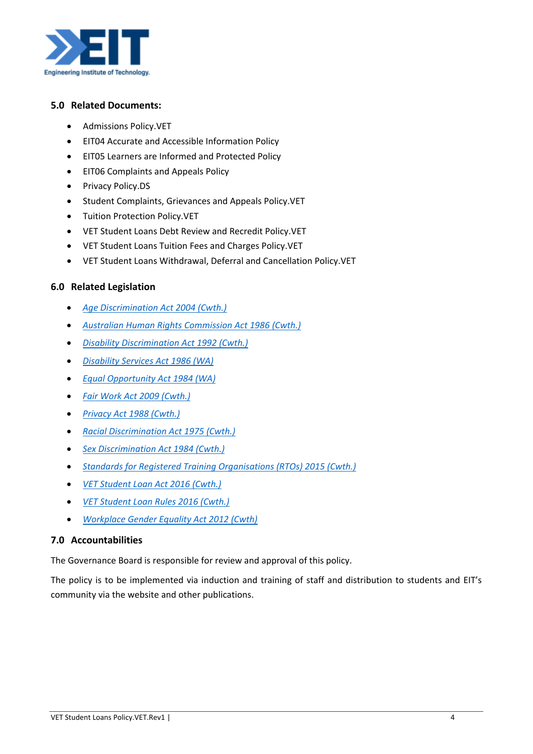## 5.0 Related Documents:

- Admissions Policy.VET
- EIT04 Accurate and Accessible Information Policy
- EIT05 Learners are Informed and Protected Policy
- EIT06 Complaints and Appeals Policy
- Privacy Policy.DS
- Student Complaints, Grievances and Appeals Policy.VET
- Tuition Protection Policy.VET
- VET Student Loans Debt Review and Recredit Policy.VET
- VET Student Loans Tuition Fees and Charges Policy.VET
- VET Student Loans Withdrawal, Deferral and Cancellation Policy.VET

## 6.0 Related Legislation

- *Age Discrimination Act 2004 (Cwth.)*
- *Australian Human Rights Commission Act 1986 (Cwth.)*
- *Disability Discrimination Act 1992 (Cwth.)*
- *Disability Services Act 1986 (WA)*
- *Equal Opportunity Act 1984 (WA)*
- *Fair Work Act 2009 (Cwth.)*
- *Privacy Act 1988 (Cwth.)*
- *Racial Discrimination Act 1975 (Cwth.)*
- *Sex Discrimination Act 1984 (Cwth.)*
- *Standards for Registered Training Organisations (RTOs) 2015 (Cwth.)*
- *VET Student Loan Act 2016 (Cwth.)*
- *VET Student Loan Rules 2016 (Cwth.)*
- *Workplace Gender Equality Act 2012 (Cwth)*

## 7.0 Accountabilities

The Governance Board is responsible for review and approval of this policy.

The policy is to be implemented via induction and training of staff and distribution to students and EIT's community via the website and other publications.